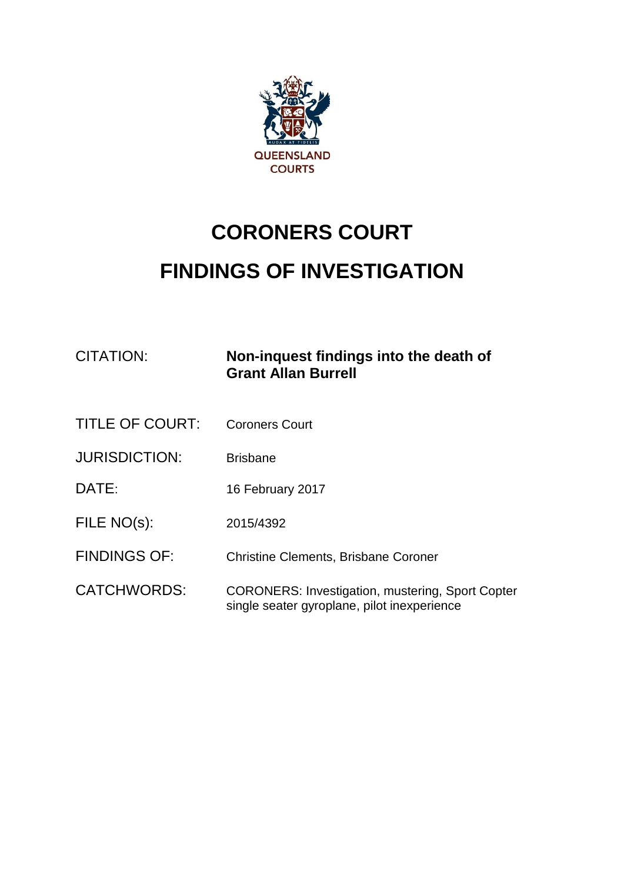QUEENSLAND COURTS

# CORONERS COURT

# FINDINGS OF INVESTIGATION

| | |
|---|---|
| CITATION: | **Non-inquest findings into the death of Grant Allan Burrell** |
| TITLE OF COURT: | Coroners Court |
| JURISDICTION: | Brisbane |
| DATE: | 16 February 2017 |
| FILE NO(s): | 2015/4392 |
| FINDINGS OF: | Christine Clements, Brisbane Coroner |
| CATCHWORDS: | CORONERS: Investigation, mustering, Sport Copter single seater gyroplane, pilot inexperience |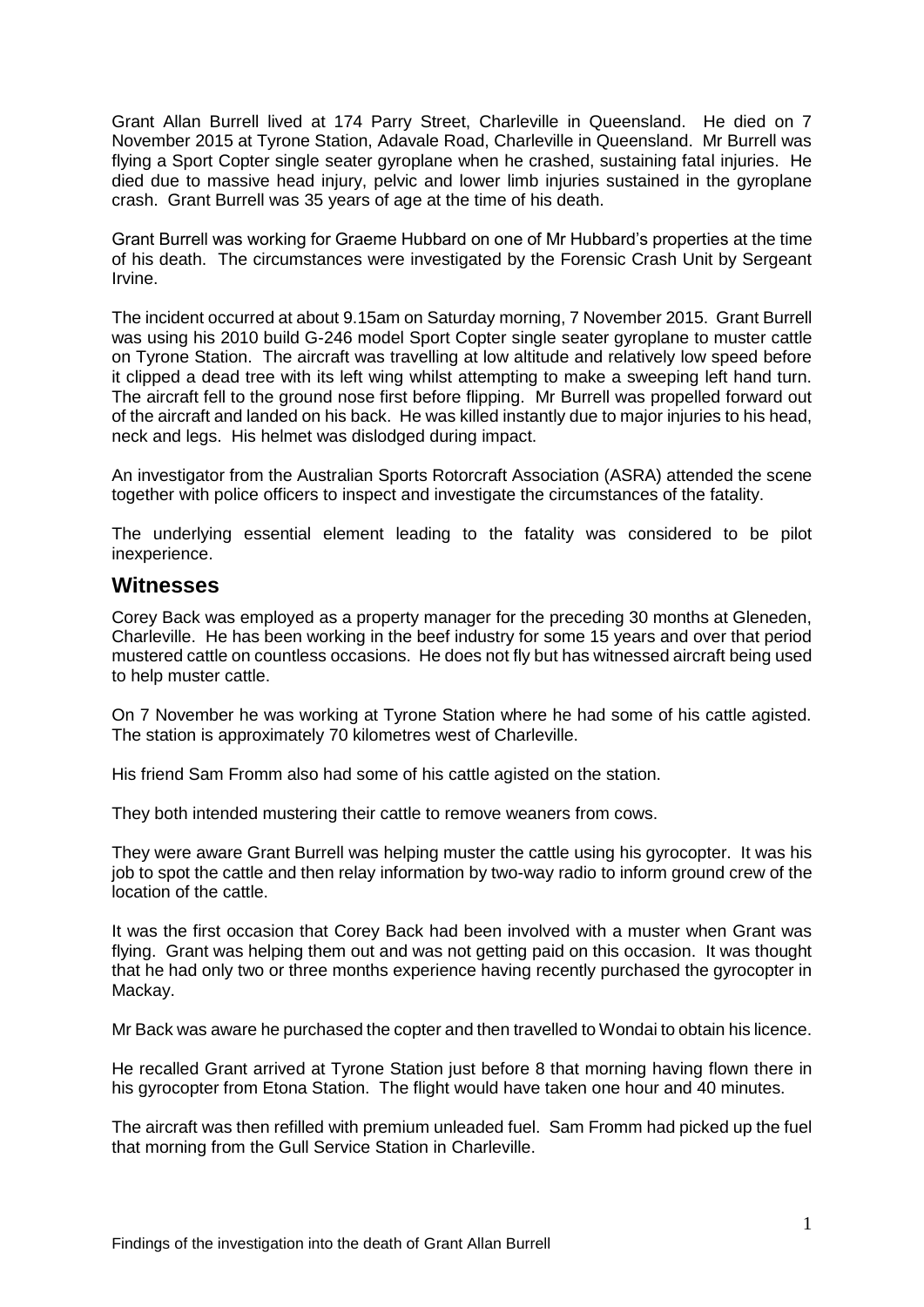Grant Allan Burrell lived at 174 Parry Street, Charleville in Queensland. He died on 7 November 2015 at Tyrone Station, Adavale Road, Charleville in Queensland. Mr Burrell was flying a Sport Copter single seater gyroplane when he crashed, sustaining fatal injuries. He died due to massive head injury, pelvic and lower limb injuries sustained in the gyroplane crash. Grant Burrell was 35 years of age at the time of his death.

Grant Burrell was working for Graeme Hubbard on one of Mr Hubbard's properties at the time of his death. The circumstances were investigated by the Forensic Crash Unit by Sergeant Irvine.

The incident occurred at about 9.15am on Saturday morning, 7 November 2015. Grant Burrell was using his 2010 build G-246 model Sport Copter single seater gyroplane to muster cattle on Tyrone Station. The aircraft was travelling at low altitude and relatively low speed before it clipped a dead tree with its left wing whilst attempting to make a sweeping left hand turn. The aircraft fell to the ground nose first before flipping. Mr Burrell was propelled forward out of the aircraft and landed on his back. He was killed instantly due to major injuries to his head, neck and legs. His helmet was dislodged during impact.

An investigator from the Australian Sports Rotorcraft Association (ASRA) attended the scene together with police officers to inspect and investigate the circumstances of the fatality.

The underlying essential element leading to the fatality was considered to be pilot inexperience.

## Witnesses

Corey Back was employed as a property manager for the preceding 30 months at Gleneden, Charleville. He has been working in the beef industry for some 15 years and over that period mustered cattle on countless occasions. He does not fly but has witnessed aircraft being used to help muster cattle.

On 7 November he was working at Tyrone Station where he had some of his cattle agisted. The station is approximately 70 kilometres west of Charleville.

His friend Sam Fromm also had some of his cattle agisted on the station.

They both intended mustering their cattle to remove weaners from cows.

They were aware Grant Burrell was helping muster the cattle using his gyrocopter. It was his job to spot the cattle and then relay information by two-way radio to inform ground crew of the location of the cattle.

It was the first occasion that Corey Back had been involved with a muster when Grant was flying. Grant was helping them out and was not getting paid on this occasion. It was thought that he had only two or three months experience having recently purchased the gyrocopter in Mackay.

Mr Back was aware he purchased the copter and then travelled to Wondai to obtain his licence.

He recalled Grant arrived at Tyrone Station just before 8 that morning having flown there in his gyrocopter from Etona Station. The flight would have taken one hour and 40 minutes.

The aircraft was then refilled with premium unleaded fuel. Sam Fromm had picked up the fuel that morning from the Gull Service Station in Charleville.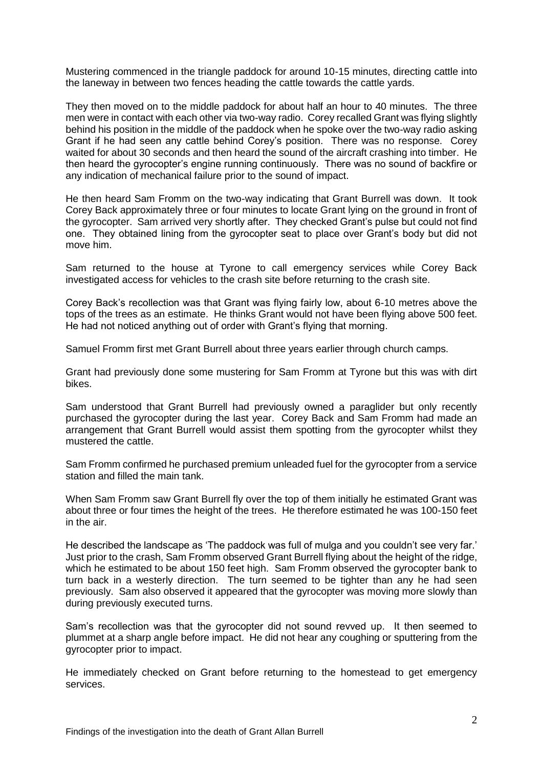Mustering commenced in the triangle paddock for around 10-15 minutes, directing cattle into the laneway in between two fences heading the cattle towards the cattle yards.

They then moved on to the middle paddock for about half an hour to 40 minutes. The three men were in contact with each other via two-way radio. Corey recalled Grant was flying slightly behind his position in the middle of the paddock when he spoke over the two-way radio asking Grant if he had seen any cattle behind Corey's position. There was no response. Corey waited for about 30 seconds and then heard the sound of the aircraft crashing into timber. He then heard the gyrocopter's engine running continuously. There was no sound of backfire or any indication of mechanical failure prior to the sound of impact.

He then heard Sam Fromm on the two-way indicating that Grant Burrell was down. It took Corey Back approximately three or four minutes to locate Grant lying on the ground in front of the gyrocopter. Sam arrived very shortly after. They checked Grant's pulse but could not find one. They obtained lining from the gyrocopter seat to place over Grant's body but did not move him.

Sam returned to the house at Tyrone to call emergency services while Corey Back investigated access for vehicles to the crash site before returning to the crash site.

Corey Back's recollection was that Grant was flying fairly low, about 6-10 metres above the tops of the trees as an estimate. He thinks Grant would not have been flying above 500 feet. He had not noticed anything out of order with Grant's flying that morning.

Samuel Fromm first met Grant Burrell about three years earlier through church camps.

Grant had previously done some mustering for Sam Fromm at Tyrone but this was with dirt bikes.

Sam understood that Grant Burrell had previously owned a paraglider but only recently purchased the gyrocopter during the last year. Corey Back and Sam Fromm had made an arrangement that Grant Burrell would assist them spotting from the gyrocopter whilst they mustered the cattle.

Sam Fromm confirmed he purchased premium unleaded fuel for the gyrocopter from a service station and filled the main tank.

When Sam Fromm saw Grant Burrell fly over the top of them initially he estimated Grant was about three or four times the height of the trees. He therefore estimated he was 100-150 feet in the air.

He described the landscape as 'The paddock was full of mulga and you couldn't see very far.' Just prior to the crash, Sam Fromm observed Grant Burrell flying about the height of the ridge, which he estimated to be about 150 feet high. Sam Fromm observed the gyrocopter bank to turn back in a westerly direction. The turn seemed to be tighter than any he had seen previously. Sam also observed it appeared that the gyrocopter was moving more slowly than during previously executed turns.

Sam's recollection was that the gyrocopter did not sound revved up. It then seemed to plummet at a sharp angle before impact. He did not hear any coughing or sputtering from the gyrocopter prior to impact.

He immediately checked on Grant before returning to the homestead to get emergency services.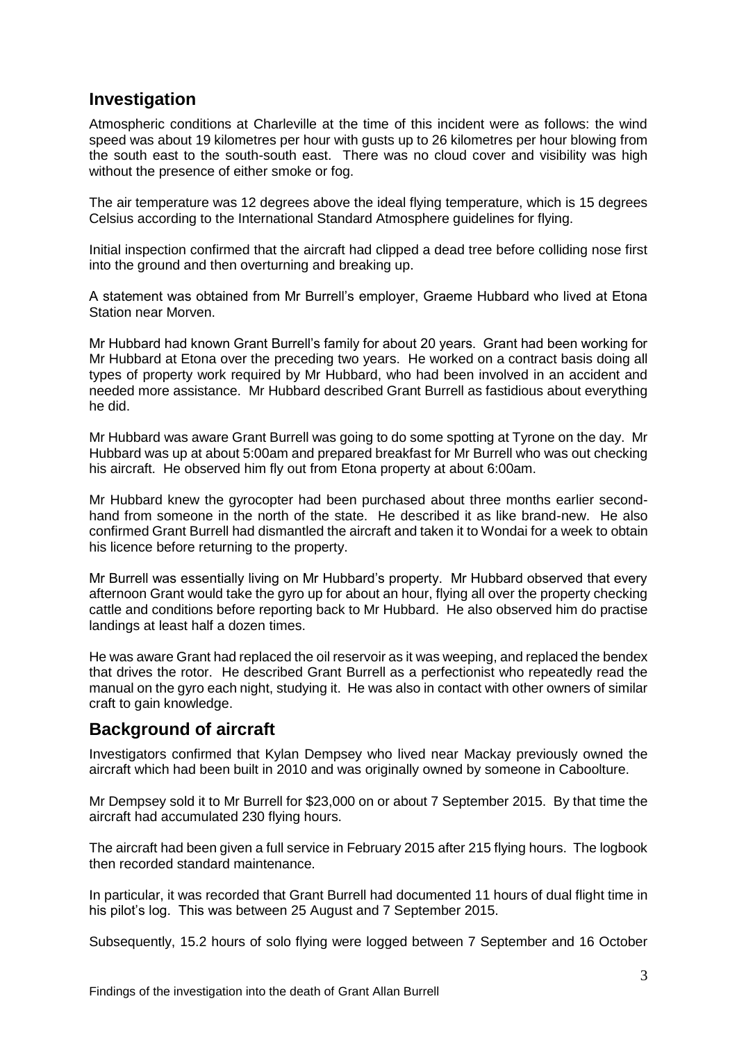## Investigation

Atmospheric conditions at Charleville at the time of this incident were as follows: the wind speed was about 19 kilometres per hour with gusts up to 26 kilometres per hour blowing from the south east to the south-south east. There was no cloud cover and visibility was high without the presence of either smoke or fog.

The air temperature was 12 degrees above the ideal flying temperature, which is 15 degrees Celsius according to the International Standard Atmosphere guidelines for flying.

Initial inspection confirmed that the aircraft had clipped a dead tree before colliding nose first into the ground and then overturning and breaking up.

A statement was obtained from Mr Burrell's employer, Graeme Hubbard who lived at Etona Station near Morven.

Mr Hubbard had known Grant Burrell's family for about 20 years. Grant had been working for Mr Hubbard at Etona over the preceding two years. He worked on a contract basis doing all types of property work required by Mr Hubbard, who had been involved in an accident and needed more assistance. Mr Hubbard described Grant Burrell as fastidious about everything he did.

Mr Hubbard was aware Grant Burrell was going to do some spotting at Tyrone on the day. Mr Hubbard was up at about 5:00am and prepared breakfast for Mr Burrell who was out checking his aircraft. He observed him fly out from Etona property at about 6:00am.

Mr Hubbard knew the gyrocopter had been purchased about three months earlier second-hand from someone in the north of the state. He described it as like brand-new. He also confirmed Grant Burrell had dismantled the aircraft and taken it to Wondai for a week to obtain his licence before returning to the property.

Mr Burrell was essentially living on Mr Hubbard's property. Mr Hubbard observed that every afternoon Grant would take the gyro up for about an hour, flying all over the property checking cattle and conditions before reporting back to Mr Hubbard. He also observed him do practise landings at least half a dozen times.

He was aware Grant had replaced the oil reservoir as it was weeping, and replaced the bendex that drives the rotor. He described Grant Burrell as a perfectionist who repeatedly read the manual on the gyro each night, studying it. He was also in contact with other owners of similar craft to gain knowledge.

## Background of aircraft

Investigators confirmed that Kylan Dempsey who lived near Mackay previously owned the aircraft which had been built in 2010 and was originally owned by someone in Caboolture.

Mr Dempsey sold it to Mr Burrell for $23,000 on or about 7 September 2015. By that time the aircraft had accumulated 230 flying hours.

The aircraft had been given a full service in February 2015 after 215 flying hours. The logbook then recorded standard maintenance.

In particular, it was recorded that Grant Burrell had documented 11 hours of dual flight time in his pilot's log. This was between 25 August and 7 September 2015.

Subsequently, 15.2 hours of solo flying were logged between 7 September and 16 October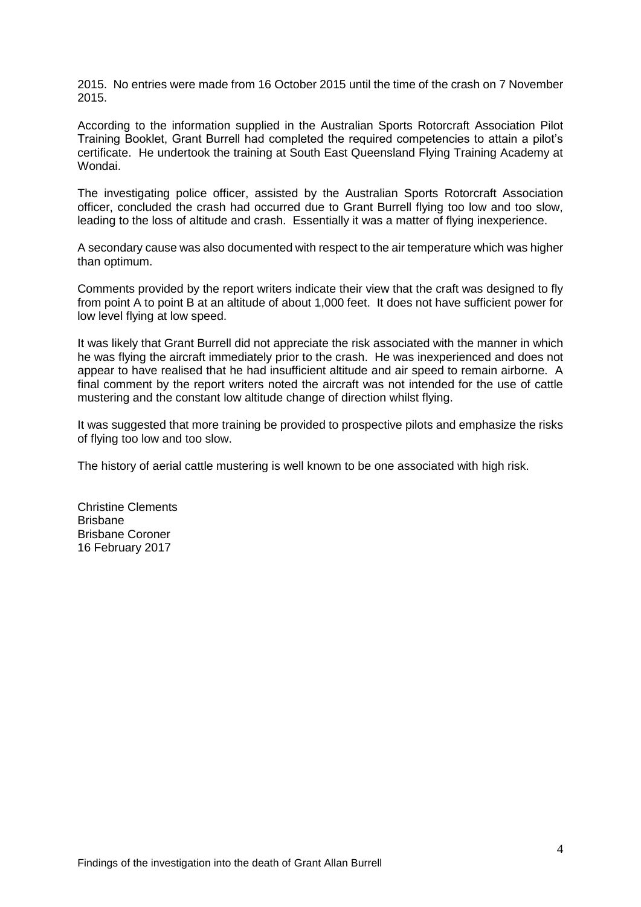2015. No entries were made from 16 October 2015 until the time of the crash on 7 November 2015.

According to the information supplied in the Australian Sports Rotorcraft Association Pilot Training Booklet, Grant Burrell had completed the required competencies to attain a pilot's certificate. He undertook the training at South East Queensland Flying Training Academy at Wondai.

The investigating police officer, assisted by the Australian Sports Rotorcraft Association officer, concluded the crash had occurred due to Grant Burrell flying too low and too slow, leading to the loss of altitude and crash. Essentially it was a matter of flying inexperience.

A secondary cause was also documented with respect to the air temperature which was higher than optimum.

Comments provided by the report writers indicate their view that the craft was designed to fly from point A to point B at an altitude of about 1,000 feet. It does not have sufficient power for low level flying at low speed.

It was likely that Grant Burrell did not appreciate the risk associated with the manner in which he was flying the aircraft immediately prior to the crash. He was inexperienced and does not appear to have realised that he had insufficient altitude and air speed to remain airborne. A final comment by the report writers noted the aircraft was not intended for the use of cattle mustering and the constant low altitude change of direction whilst flying.

It was suggested that more training be provided to prospective pilots and emphasize the risks of flying too low and too slow.

The history of aerial cattle mustering is well known to be one associated with high risk.

Christine Clements
Brisbane
Brisbane Coroner
16 February 2017